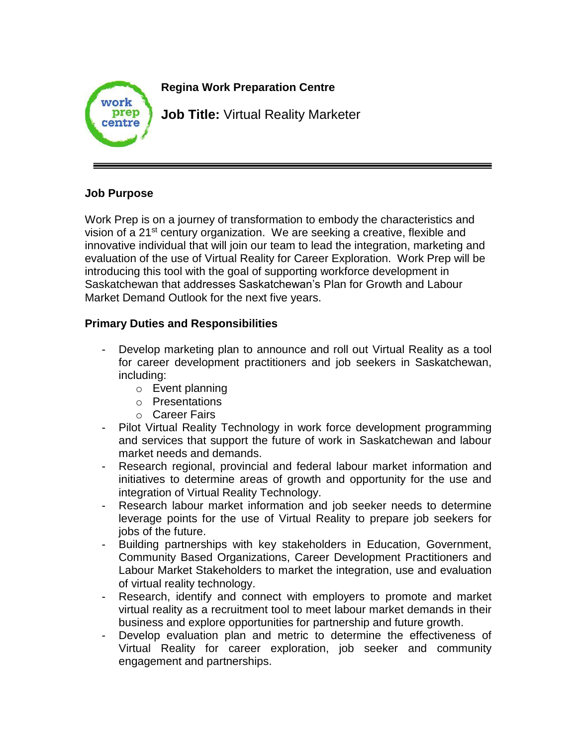**Regina Work Preparation Centre**

**Job Title:** Virtual Reality Marketer

---

## Job Purpose

Work Prep is on a journey of transformation to embody the characteristics and vision of a 21st century organization. We are seeking a creative, flexible and innovative individual that will join our team to lead the integration, marketing and evaluation of the use of Virtual Reality for Career Exploration. Work Prep will be introducing this tool with the goal of supporting workforce development in Saskatchewan that addresses Saskatchewan's Plan for Growth and Labour Market Demand Outlook for the next five years.

## Primary Duties and Responsibilities

- Develop marketing plan to announce and roll out Virtual Reality as a tool for career development practitioners and job seekers in Saskatchewan, including:
  - Event planning
  - Presentations
  - Career Fairs
- Pilot Virtual Reality Technology in work force development programming and services that support the future of work in Saskatchewan and labour market needs and demands.
- Research regional, provincial and federal labour market information and initiatives to determine areas of growth and opportunity for the use and integration of Virtual Reality Technology.
- Research labour market information and job seeker needs to determine leverage points for the use of Virtual Reality to prepare job seekers for jobs of the future.
- Building partnerships with key stakeholders in Education, Government, Community Based Organizations, Career Development Practitioners and Labour Market Stakeholders to market the integration, use and evaluation of virtual reality technology.
- Research, identify and connect with employers to promote and market virtual reality as a recruitment tool to meet labour market demands in their business and explore opportunities for partnership and future growth.
- Develop evaluation plan and metric to determine the effectiveness of Virtual Reality for career exploration, job seeker and community engagement and partnerships.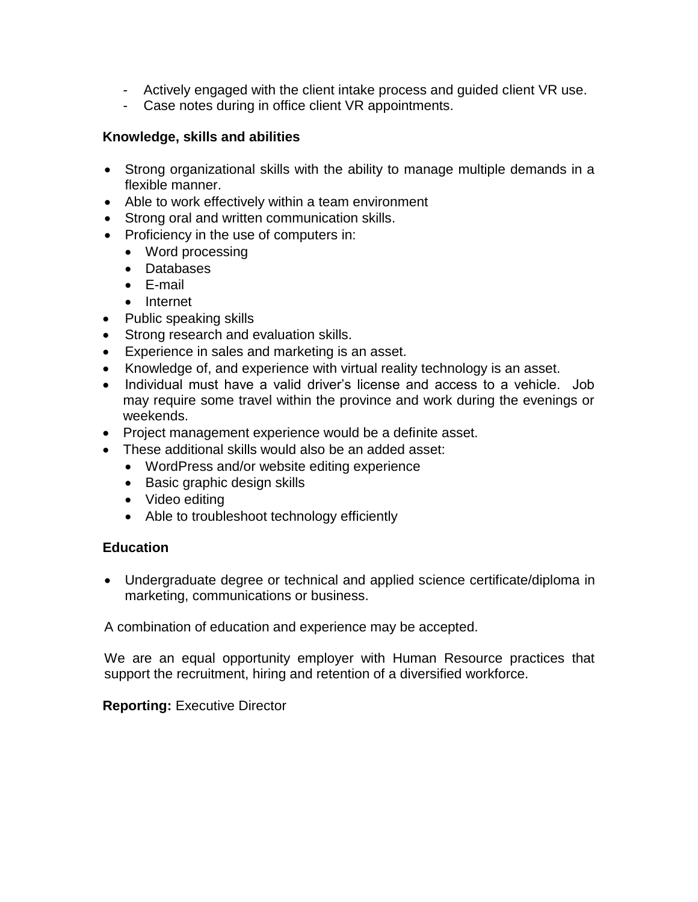- Actively engaged with the client intake process and guided client VR use.
- Case notes during in office client VR appointments.

**Knowledge, skills and abilities**

- Strong organizational skills with the ability to manage multiple demands in a flexible manner.
- Able to work effectively within a team environment
- Strong oral and written communication skills.
- Proficiency in the use of computers in:
  - Word processing
  - Databases
  - E-mail
  - Internet
- Public speaking skills
- Strong research and evaluation skills.
- Experience in sales and marketing is an asset.
- Knowledge of, and experience with virtual reality technology is an asset.
- Individual must have a valid driver's license and access to a vehicle. Job may require some travel within the province and work during the evenings or weekends.
- Project management experience would be a definite asset.
- These additional skills would also be an added asset:
  - WordPress and/or website editing experience
  - Basic graphic design skills
  - Video editing
  - Able to troubleshoot technology efficiently

**Education**

- Undergraduate degree or technical and applied science certificate/diploma in marketing, communications or business.

A combination of education and experience may be accepted.

We are an equal opportunity employer with Human Resource practices that support the recruitment, hiring and retention of a diversified workforce.

**Reporting:** Executive Director